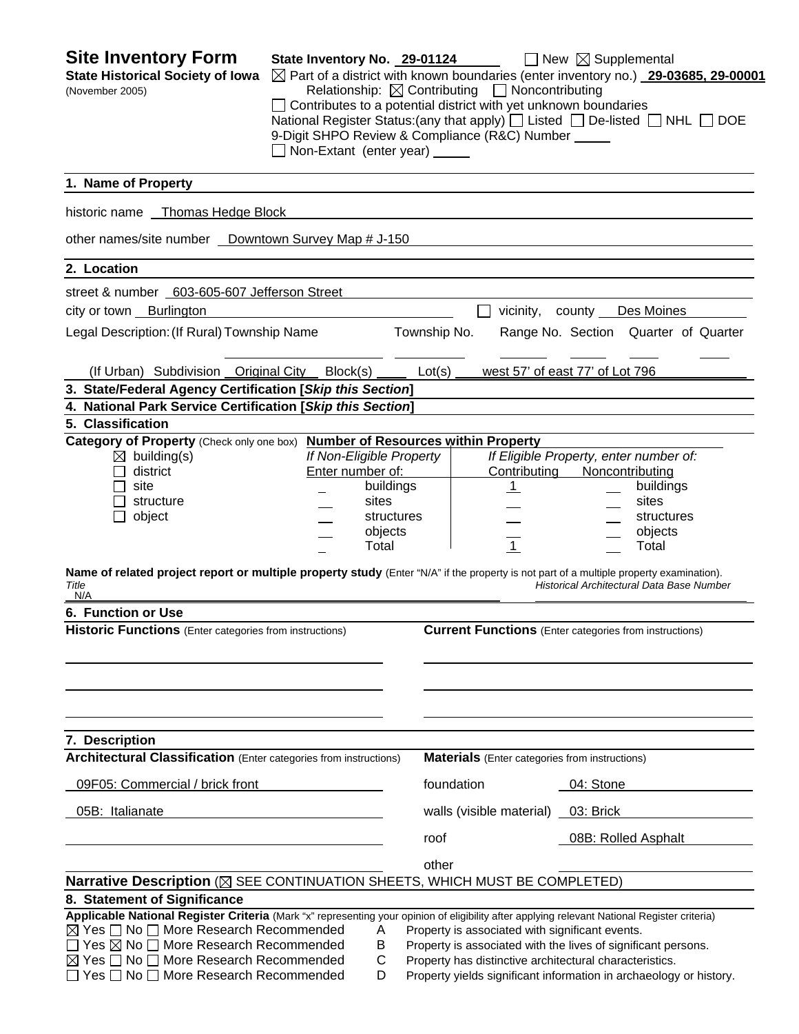# Site Inventory Form

**State Historical Society of Iowa**
(November 2005)

**State Inventory No.** 29-01124 ☐ New ☒ Supplemental

☒ Part of a district with known boundaries (enter inventory no.) **29-03685, 29-00001**

Relationship: ☒ Contributing ☐ Noncontributing

☐ Contributes to a potential district with yet unknown boundaries

National Register Status:(any that apply) ☐ Listed ☐ De-listed ☐ NHL ☐ DOE

9-Digit SHPO Review & Compliance (R&C) Number ____

☐ Non-Extant (enter year) ____

## 1. Name of Property

historic name Thomas Hedge Block

other names/site number Downtown Survey Map # J-150

## 2. Location

street & number 603-605-607 Jefferson Street

city or town Burlington ☐ vicinity, county Des Moines

Legal Description: (If Rural) Township Name ____ Township No. ____ Range No. ____ Section ____ Quarter of Quarter ____

(If Urban) Subdivision Original City Block(s) ____ Lot(s) west 57' of east 77' of Lot 796

## 3. State/Federal Agency Certification [*Skip this Section*]

## 4. National Park Service Certification [*Skip this Section*]

## 5. Classification

**Category of Property** (Check only one box)

☒ building(s)
☐ district
☐ site
☐ structure
☐ object

**Number of Resources within Property**

| *If Non-Eligible Property* Enter number of: | | *If Eligible Property, enter number of:* Contributing | Noncontributing | |
|---|---|---|---|---|
| | buildings | 1 | | buildings |
| | sites | | | sites |
| | structures | | | structures |
| | objects | | | objects |
| | Total | 1 | | Total |

**Name of related project report or multiple property study** (Enter "N/A" if the property is not part of a multiple property examination).

*Title* N/A

*Historical Architectural Data Base Number* ____

## 6. Function or Use

**Historic Functions** (Enter categories from instructions)

**Current Functions** (Enter categories from instructions)

## 7. Description

**Architectural Classification** (Enter categories from instructions)

09F05: Commercial / brick front

05B: Italianate

**Materials** (Enter categories from instructions)

foundation 04: Stone

walls (visible material) 03: Brick

roof 08B: Rolled Asphalt

other ____

**Narrative Description** (☒ SEE CONTINUATION SHEETS, WHICH MUST BE COMPLETED)

## 8. Statement of Significance

**Applicable National Register Criteria** (Mark "x" representing your opinion of eligibility after applying relevant National Register criteria)

☒ Yes ☐ No ☐ More Research Recommended A Property is associated with significant events.

☐ Yes ☒ No ☐ More Research Recommended B Property is associated with the lives of significant persons.

☒ Yes ☐ No ☐ More Research Recommended C Property has distinctive architectural characteristics.

☐ Yes ☐ No ☐ More Research Recommended D Property yields significant information in archaeology or history.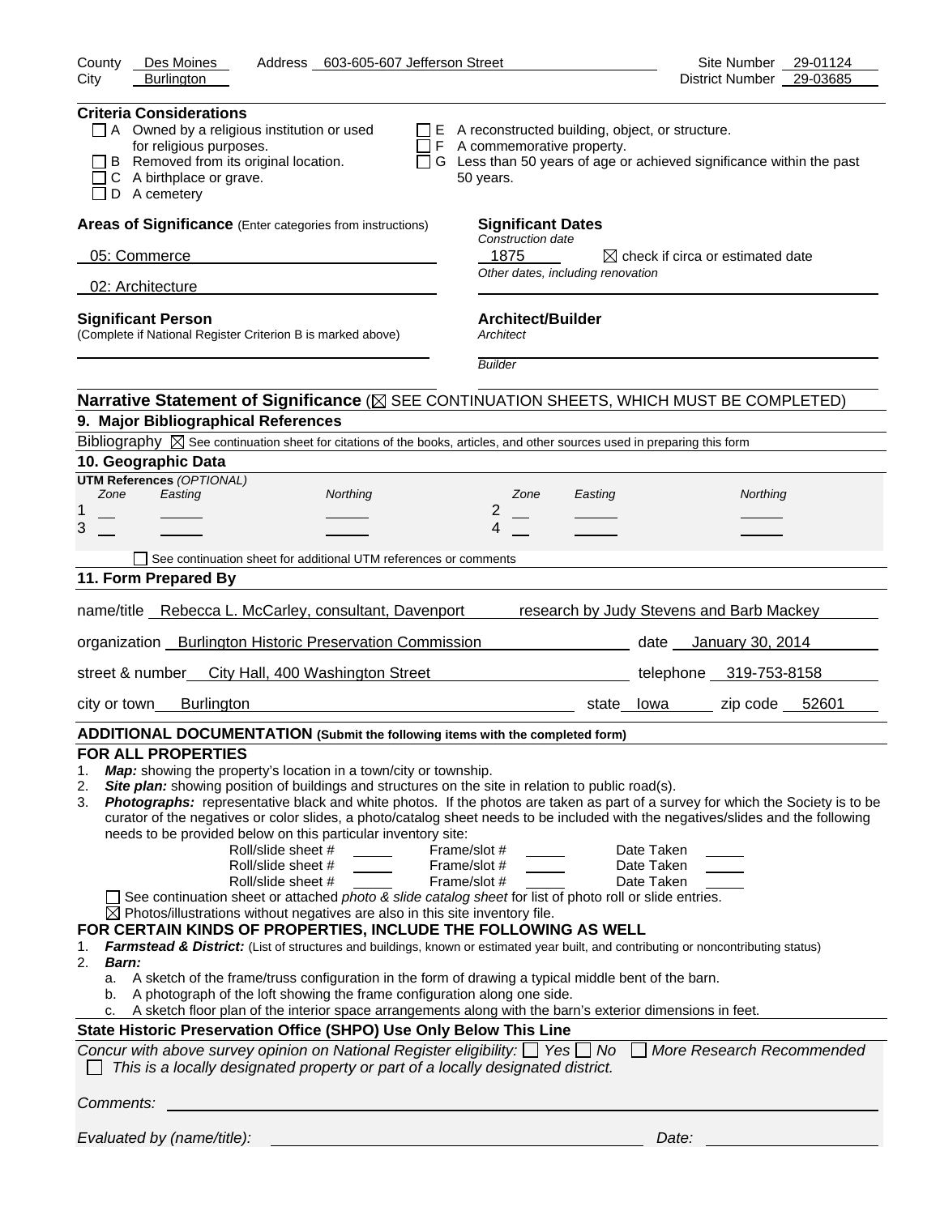County Des Moines Address 603-605-607 Jefferson Street Site Number 29-01124
City Burlington District Number 29-03685

**Criteria Considerations**

- ☐ A Owned by a religious institution or used for religious purposes.
- ☐ B Removed from its original location.
- ☐ C A birthplace or grave.
- ☐ D A cemetery
- ☐ E A reconstructed building, object, or structure.
- ☐ F A commemorative property.
- ☐ G Less than 50 years of age or achieved significance within the past 50 years.

**Areas of Significance** (Enter categories from instructions)

05: Commerce

02: Architecture

**Significant Dates**

*Construction date*

1875 ☒ check if circa or estimated date

*Other dates, including renovation*

**Significant Person**
(Complete if National Register Criterion B is marked above)

**Architect/Builder**

*Architect*

*Builder*

**Narrative Statement of Significance** (☒ SEE CONTINUATION SHEETS, WHICH MUST BE COMPLETED)

**9. Major Bibliographical References**

Bibliography ☒ See continuation sheet for citations of the books, articles, and other sources used in preparing this form

**10. Geographic Data**

**UTM References** *(OPTIONAL)*

| | Zone | Easting | Northing | | Zone | Easting | Northing |
|---|---|---|---|---|---|---|---|
| 1 | | | | 2 | | | |
| 3 | | | | 4 | | | |

☐ See continuation sheet for additional UTM references or comments

**11. Form Prepared By**

name/title Rebecca L. McCarley, consultant, Davenport research by Judy Stevens and Barb Mackey

organization Burlington Historic Preservation Commission date January 30, 2014

street & number City Hall, 400 Washington Street telephone 319-753-8158

city or town Burlington state Iowa zip code 52601

**ADDITIONAL DOCUMENTATION (Submit the following items with the completed form)**

**FOR ALL PROPERTIES**

1. ***Map:*** showing the property's location in a town/city or township.
2. ***Site plan:*** showing position of buildings and structures on the site in relation to public road(s).
3. ***Photographs:*** representative black and white photos. If the photos are taken as part of a survey for which the Society is to be curator of the negatives or color slides, a photo/catalog sheet needs to be included with the negatives/slides and the following needs to be provided below on this particular inventory site:

Roll/slide sheet # ____ Frame/slot # ____ Date Taken ____
Roll/slide sheet # ____ Frame/slot # ____ Date Taken ____
Roll/slide sheet # ____ Frame/slot # ____ Date Taken ____

☐ See continuation sheet or attached *photo & slide catalog sheet* for list of photo roll or slide entries.
☒ Photos/illustrations without negatives are also in this site inventory file.

**FOR CERTAIN KINDS OF PROPERTIES, INCLUDE THE FOLLOWING AS WELL**

1. ***Farmstead & District:*** (List of structures and buildings, known or estimated year built, and contributing or noncontributing status)
2. ***Barn:***
   a. A sketch of the frame/truss configuration in the form of drawing a typical middle bent of the barn.
   b. A photograph of the loft showing the frame configuration along one side.
   c. A sketch floor plan of the interior space arrangements along with the barn's exterior dimensions in feet.

**State Historic Preservation Office (SHPO) Use Only Below This Line**

*Concur with above survey opinion on National Register eligibility:* ☐ *Yes* ☐ *No* ☐ *More Research Recommended*
☐ *This is a locally designated property or part of a locally designated district.*

*Comments:*

*Evaluated by (name/title):* *Date:*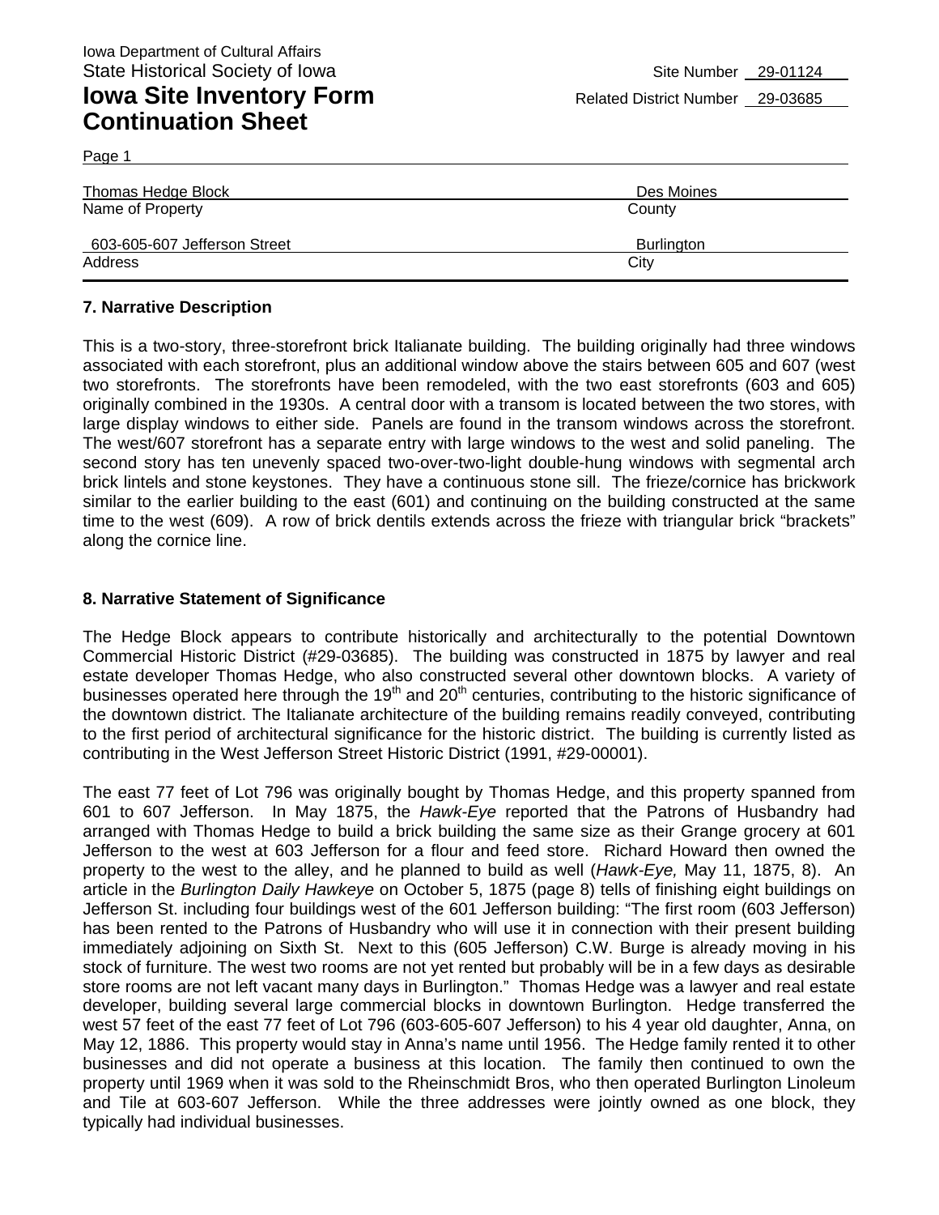Iowa Department of Cultural Affairs
State Historical Society of Iowa

Site Number 29-01124

# Iowa Site Inventory Form Continuation Sheet

Related District Number 29-03685

Page 1

| | |
|---|---|
| Thomas Hedge Block | Des Moines |
| Name of Property | County |
| 603-605-607 Jefferson Street | Burlington |
| Address | City |

### 7. Narrative Description

This is a two-story, three-storefront brick Italianate building. The building originally had three windows associated with each storefront, plus an additional window above the stairs between 605 and 607 (west two storefronts. The storefronts have been remodeled, with the two east storefronts (603 and 605) originally combined in the 1930s. A central door with a transom is located between the two stores, with large display windows to either side. Panels are found in the transom windows across the storefront. The west/607 storefront has a separate entry with large windows to the west and solid paneling. The second story has ten unevenly spaced two-over-two-light double-hung windows with segmental arch brick lintels and stone keystones. They have a continuous stone sill. The frieze/cornice has brickwork similar to the earlier building to the east (601) and continuing on the building constructed at the same time to the west (609). A row of brick dentils extends across the frieze with triangular brick "brackets" along the cornice line.

### 8. Narrative Statement of Significance

The Hedge Block appears to contribute historically and architecturally to the potential Downtown Commercial Historic District (#29-03685). The building was constructed in 1875 by lawyer and real estate developer Thomas Hedge, who also constructed several other downtown blocks. A variety of businesses operated here through the 19th and 20th centuries, contributing to the historic significance of the downtown district. The Italianate architecture of the building remains readily conveyed, contributing to the first period of architectural significance for the historic district. The building is currently listed as contributing in the West Jefferson Street Historic District (1991, #29-00001).

The east 77 feet of Lot 796 was originally bought by Thomas Hedge, and this property spanned from 601 to 607 Jefferson. In May 1875, the *Hawk-Eye* reported that the Patrons of Husbandry had arranged with Thomas Hedge to build a brick building the same size as their Grange grocery at 601 Jefferson to the west at 603 Jefferson for a flour and feed store. Richard Howard then owned the property to the west to the alley, and he planned to build as well (*Hawk-Eye,* May 11, 1875, 8). An article in the *Burlington Daily Hawkeye* on October 5, 1875 (page 8) tells of finishing eight buildings on Jefferson St. including four buildings west of the 601 Jefferson building: "The first room (603 Jefferson) has been rented to the Patrons of Husbandry who will use it in connection with their present building immediately adjoining on Sixth St. Next to this (605 Jefferson) C.W. Burge is already moving in his stock of furniture. The west two rooms are not yet rented but probably will be in a few days as desirable store rooms are not left vacant many days in Burlington." Thomas Hedge was a lawyer and real estate developer, building several large commercial blocks in downtown Burlington. Hedge transferred the west 57 feet of the east 77 feet of Lot 796 (603-605-607 Jefferson) to his 4 year old daughter, Anna, on May 12, 1886. This property would stay in Anna's name until 1956. The Hedge family rented it to other businesses and did not operate a business at this location. The family then continued to own the property until 1969 when it was sold to the Rheinschmidt Bros, who then operated Burlington Linoleum and Tile at 603-607 Jefferson. While the three addresses were jointly owned as one block, they typically had individual businesses.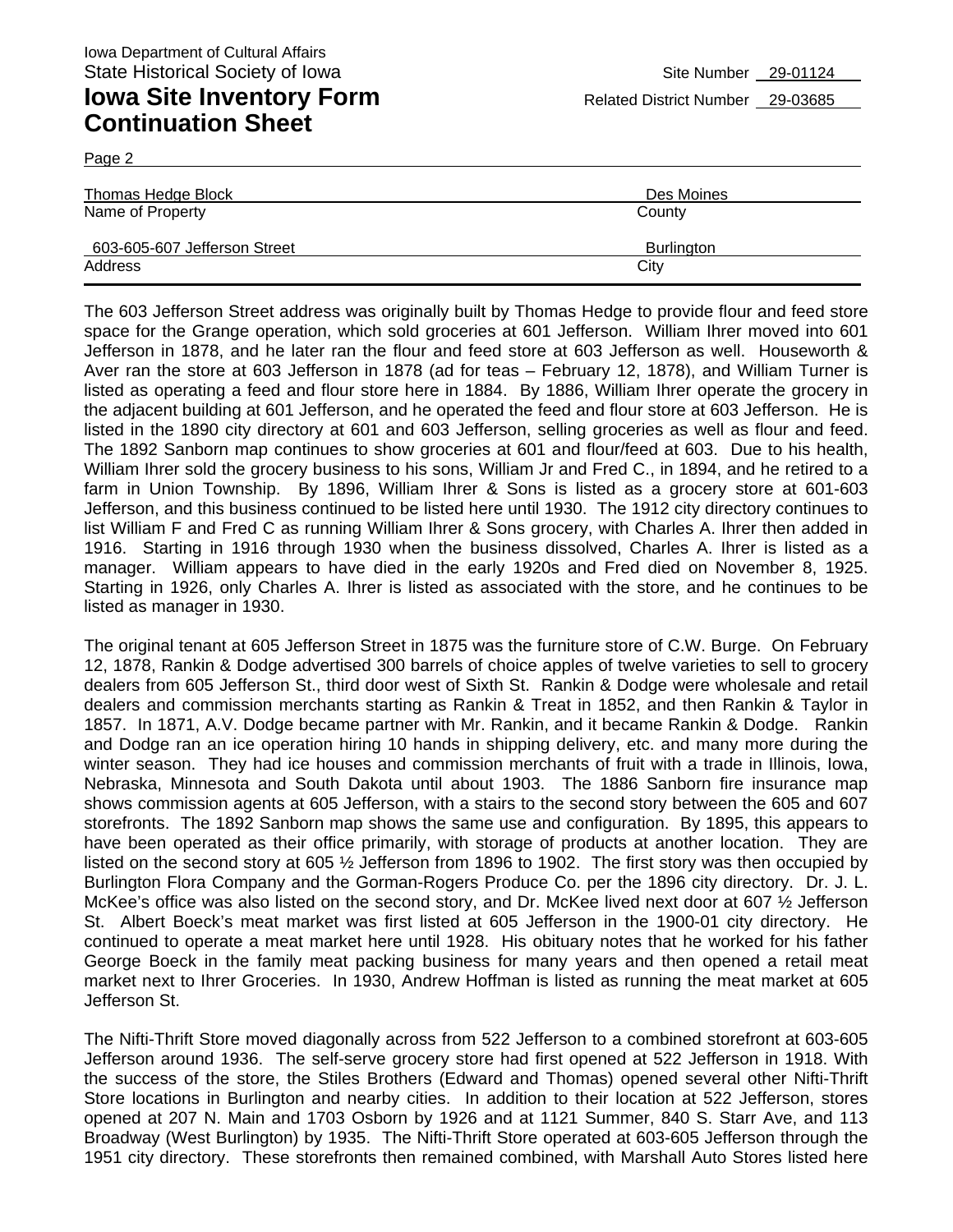Iowa Department of Cultural Affairs
State Historical Society of Iowa

Site Number 29-01124

# Iowa Site Inventory Form Continuation Sheet

Related District Number 29-03685

Page 2

| Thomas Hedge Block | Des Moines |
|---|---|
| Name of Property | County |
| 603-605-607 Jefferson Street | Burlington |
| Address | City |

The 603 Jefferson Street address was originally built by Thomas Hedge to provide flour and feed store space for the Grange operation, which sold groceries at 601 Jefferson. William Ihrer moved into 601 Jefferson in 1878, and he later ran the flour and feed store at 603 Jefferson as well. Houseworth & Aver ran the store at 603 Jefferson in 1878 (ad for teas – February 12, 1878), and William Turner is listed as operating a feed and flour store here in 1884. By 1886, William Ihrer operate the grocery in the adjacent building at 601 Jefferson, and he operated the feed and flour store at 603 Jefferson. He is listed in the 1890 city directory at 601 and 603 Jefferson, selling groceries as well as flour and feed. The 1892 Sanborn map continues to show groceries at 601 and flour/feed at 603. Due to his health, William Ihrer sold the grocery business to his sons, William Jr and Fred C., in 1894, and he retired to a farm in Union Township. By 1896, William Ihrer & Sons is listed as a grocery store at 601-603 Jefferson, and this business continued to be listed here until 1930. The 1912 city directory continues to list William F and Fred C as running William Ihrer & Sons grocery, with Charles A. Ihrer then added in 1916. Starting in 1916 through 1930 when the business dissolved, Charles A. Ihrer is listed as a manager. William appears to have died in the early 1920s and Fred died on November 8, 1925. Starting in 1926, only Charles A. Ihrer is listed as associated with the store, and he continues to be listed as manager in 1930.

The original tenant at 605 Jefferson Street in 1875 was the furniture store of C.W. Burge. On February 12, 1878, Rankin & Dodge advertised 300 barrels of choice apples of twelve varieties to sell to grocery dealers from 605 Jefferson St., third door west of Sixth St. Rankin & Dodge were wholesale and retail dealers and commission merchants starting as Rankin & Treat in 1852, and then Rankin & Taylor in 1857. In 1871, A.V. Dodge became partner with Mr. Rankin, and it became Rankin & Dodge. Rankin and Dodge ran an ice operation hiring 10 hands in shipping delivery, etc. and many more during the winter season. They had ice houses and commission merchants of fruit with a trade in Illinois, Iowa, Nebraska, Minnesota and South Dakota until about 1903. The 1886 Sanborn fire insurance map shows commission agents at 605 Jefferson, with a stairs to the second story between the 605 and 607 storefronts. The 1892 Sanborn map shows the same use and configuration. By 1895, this appears to have been operated as their office primarily, with storage of products at another location. They are listed on the second story at 605 ½ Jefferson from 1896 to 1902. The first story was then occupied by Burlington Flora Company and the Gorman-Rogers Produce Co. per the 1896 city directory. Dr. J. L. McKee's office was also listed on the second story, and Dr. McKee lived next door at 607 ½ Jefferson St. Albert Boeck's meat market was first listed at 605 Jefferson in the 1900-01 city directory. He continued to operate a meat market here until 1928. His obituary notes that he worked for his father George Boeck in the family meat packing business for many years and then opened a retail meat market next to Ihrer Groceries. In 1930, Andrew Hoffman is listed as running the meat market at 605 Jefferson St.

The Nifti-Thrift Store moved diagonally across from 522 Jefferson to a combined storefront at 603-605 Jefferson around 1936. The self-serve grocery store had first opened at 522 Jefferson in 1918. With the success of the store, the Stiles Brothers (Edward and Thomas) opened several other Nifti-Thrift Store locations in Burlington and nearby cities. In addition to their location at 522 Jefferson, stores opened at 207 N. Main and 1703 Osborn by 1926 and at 1121 Summer, 840 S. Starr Ave, and 113 Broadway (West Burlington) by 1935. The Nifti-Thrift Store operated at 603-605 Jefferson through the 1951 city directory. These storefronts then remained combined, with Marshall Auto Stores listed here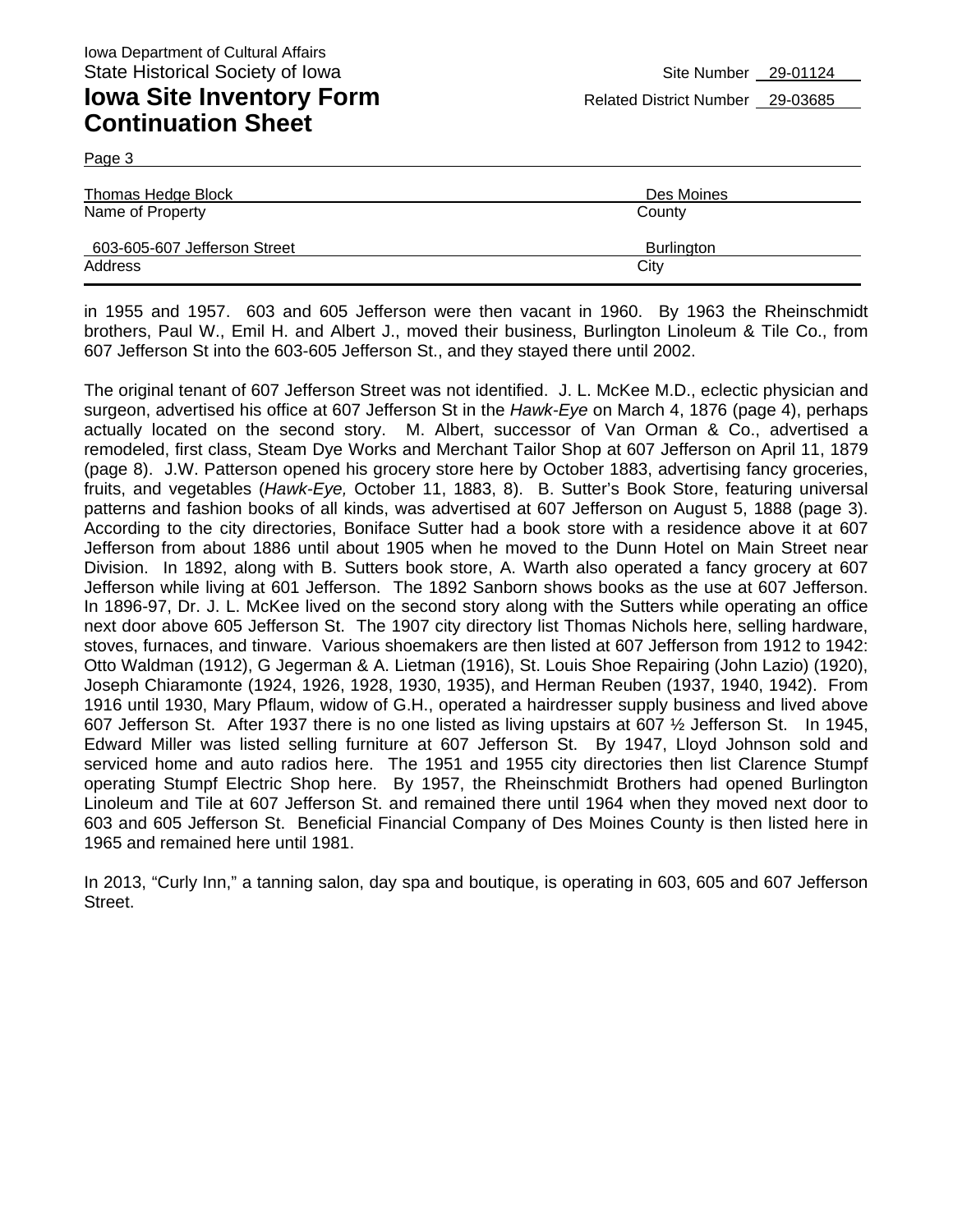Iowa Department of Cultural Affairs
State Historical Society of Iowa

Site Number 29-01124

# Iowa Site Inventory Form Continuation Sheet

Related District Number 29-03685

Page 3

| Thomas Hedge Block | Des Moines |
|---|---|
| Name of Property | County |
| 603-605-607 Jefferson Street | Burlington |
| Address | City |

in 1955 and 1957. 603 and 605 Jefferson were then vacant in 1960. By 1963 the Rheinschmidt brothers, Paul W., Emil H. and Albert J., moved their business, Burlington Linoleum & Tile Co., from 607 Jefferson St into the 603-605 Jefferson St., and they stayed there until 2002.

The original tenant of 607 Jefferson Street was not identified. J. L. McKee M.D., eclectic physician and surgeon, advertised his office at 607 Jefferson St in the *Hawk-Eye* on March 4, 1876 (page 4), perhaps actually located on the second story. M. Albert, successor of Van Orman & Co., advertised a remodeled, first class, Steam Dye Works and Merchant Tailor Shop at 607 Jefferson on April 11, 1879 (page 8). J.W. Patterson opened his grocery store here by October 1883, advertising fancy groceries, fruits, and vegetables (*Hawk-Eye,* October 11, 1883, 8). B. Sutter's Book Store, featuring universal patterns and fashion books of all kinds, was advertised at 607 Jefferson on August 5, 1888 (page 3). According to the city directories, Boniface Sutter had a book store with a residence above it at 607 Jefferson from about 1886 until about 1905 when he moved to the Dunn Hotel on Main Street near Division. In 1892, along with B. Sutters book store, A. Warth also operated a fancy grocery at 607 Jefferson while living at 601 Jefferson. The 1892 Sanborn shows books as the use at 607 Jefferson. In 1896-97, Dr. J. L. McKee lived on the second story along with the Sutters while operating an office next door above 605 Jefferson St. The 1907 city directory list Thomas Nichols here, selling hardware, stoves, furnaces, and tinware. Various shoemakers are then listed at 607 Jefferson from 1912 to 1942: Otto Waldman (1912), G Jegerman & A. Lietman (1916), St. Louis Shoe Repairing (John Lazio) (1920), Joseph Chiaramonte (1924, 1926, 1928, 1930, 1935), and Herman Reuben (1937, 1940, 1942). From 1916 until 1930, Mary Pflaum, widow of G.H., operated a hairdresser supply business and lived above 607 Jefferson St. After 1937 there is no one listed as living upstairs at 607 ½ Jefferson St. In 1945, Edward Miller was listed selling furniture at 607 Jefferson St. By 1947, Lloyd Johnson sold and serviced home and auto radios here. The 1951 and 1955 city directories then list Clarence Stumpf operating Stumpf Electric Shop here. By 1957, the Rheinschmidt Brothers had opened Burlington Linoleum and Tile at 607 Jefferson St. and remained there until 1964 when they moved next door to 603 and 605 Jefferson St. Beneficial Financial Company of Des Moines County is then listed here in 1965 and remained here until 1981.

In 2013, "Curly Inn," a tanning salon, day spa and boutique, is operating in 603, 605 and 607 Jefferson Street.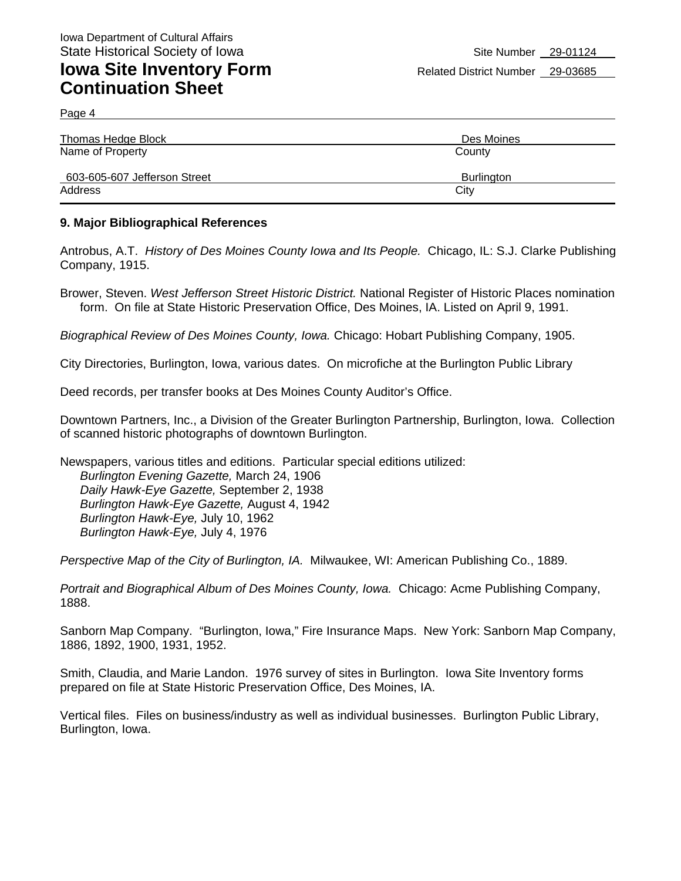Iowa Department of Cultural Affairs
State Historical Society of Iowa

# Iowa Site Inventory Form Continuation Sheet

Site Number 29-01124
Related District Number 29-03685

Thomas Hedge Block — Name of Property
Des Moines — County
603-605-607 Jefferson Street — Address
Burlington — City

## 9. Major Bibliographical References

Antrobus, A.T. *History of Des Moines County Iowa and Its People.* Chicago, IL: S.J. Clarke Publishing Company, 1915.

Brower, Steven. *West Jefferson Street Historic District.* National Register of Historic Places nomination form. On file at State Historic Preservation Office, Des Moines, IA. Listed on April 9, 1991.

*Biographical Review of Des Moines County, Iowa.* Chicago: Hobart Publishing Company, 1905.

City Directories, Burlington, Iowa, various dates. On microfiche at the Burlington Public Library

Deed records, per transfer books at Des Moines County Auditor's Office.

Downtown Partners, Inc., a Division of the Greater Burlington Partnership, Burlington, Iowa. Collection of scanned historic photographs of downtown Burlington.

Newspapers, various titles and editions. Particular special editions utilized:
- *Burlington Evening Gazette,* March 24, 1906
- *Daily Hawk-Eye Gazette,* September 2, 1938
- *Burlington Hawk-Eye Gazette,* August 4, 1942
- *Burlington Hawk-Eye,* July 10, 1962
- *Burlington Hawk-Eye,* July 4, 1976

*Perspective Map of the City of Burlington, IA.* Milwaukee, WI: American Publishing Co., 1889.

*Portrait and Biographical Album of Des Moines County, Iowa.* Chicago: Acme Publishing Company, 1888.

Sanborn Map Company. "Burlington, Iowa," Fire Insurance Maps. New York: Sanborn Map Company, 1886, 1892, 1900, 1931, 1952.

Smith, Claudia, and Marie Landon. 1976 survey of sites in Burlington. Iowa Site Inventory forms prepared on file at State Historic Preservation Office, Des Moines, IA.

Vertical files. Files on business/industry as well as individual businesses. Burlington Public Library, Burlington, Iowa.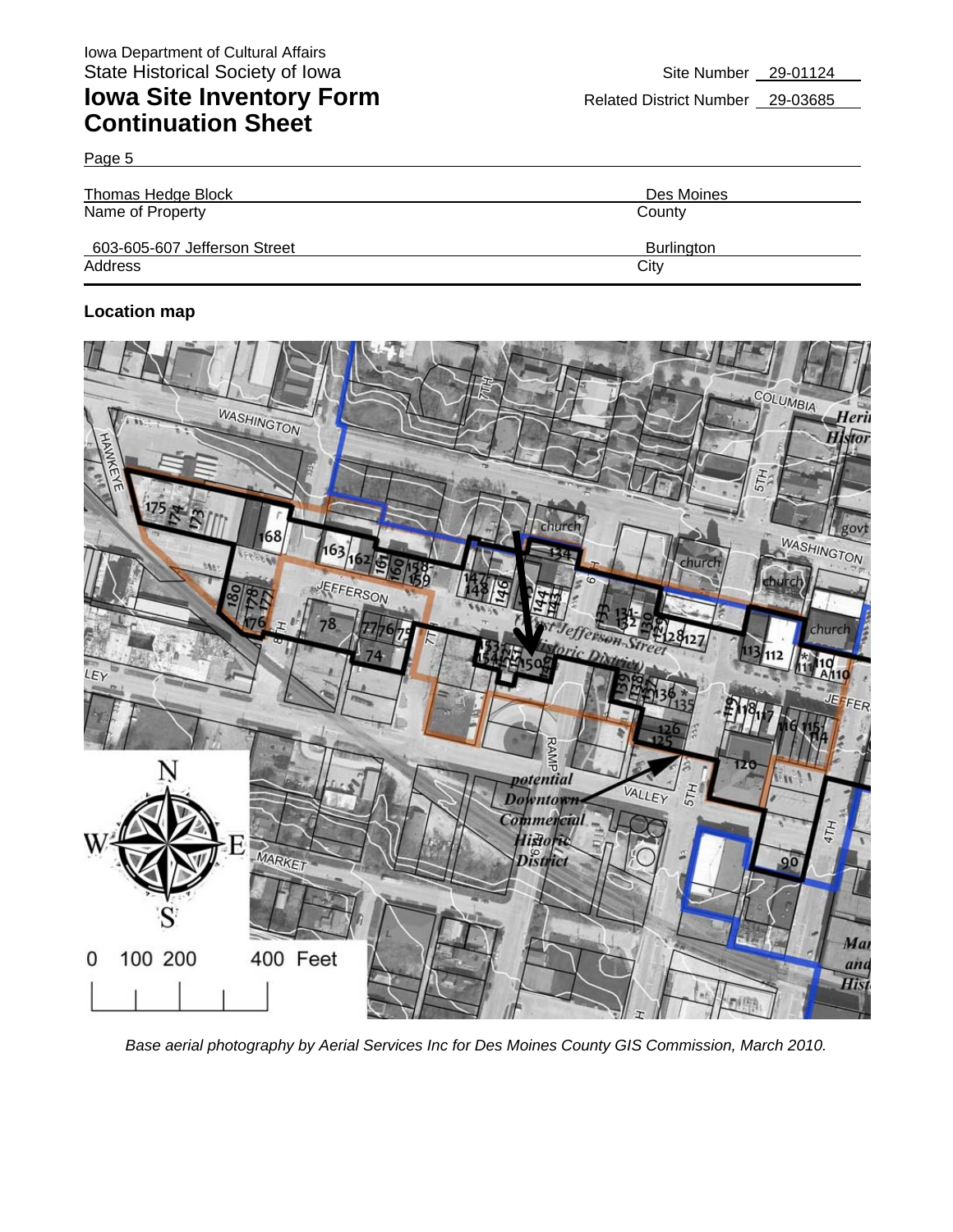Iowa Department of Cultural Affairs
State Historical Society of Iowa

# Iowa Site Inventory Form Continuation Sheet

Site Number 29-01124

Related District Number 29-03685

Page 5

| | |
|---|---|
| Thomas Hedge Block | Des Moines |
| Name of Property | County |
| 603-605-607 Jefferson Street | Burlington |
| Address | City |

**Location map**

*Base aerial photography by Aerial Services Inc for Des Moines County GIS Commission, March 2010.*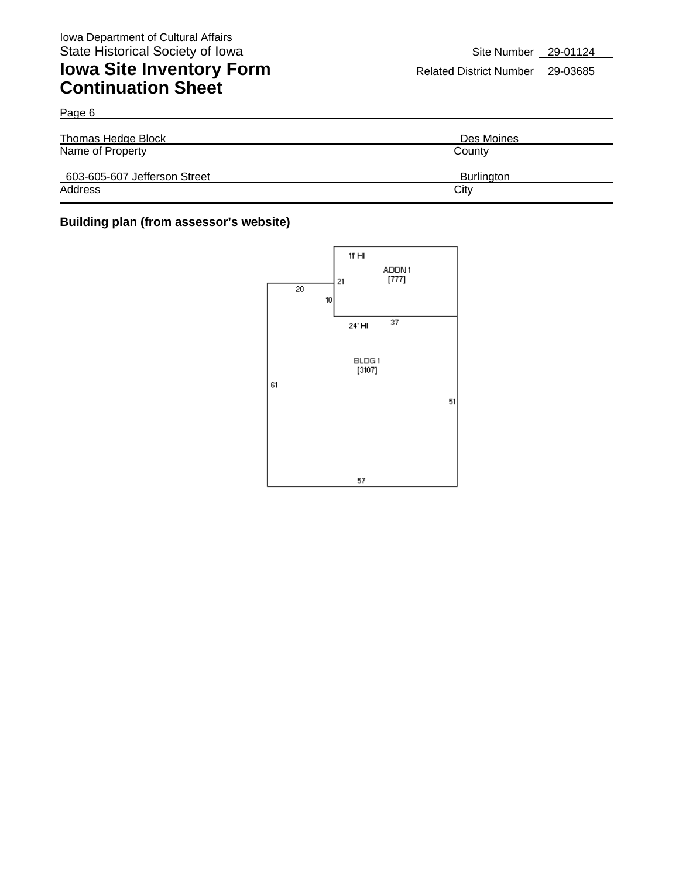Iowa Department of Cultural Affairs
State Historical Society of Iowa

# Iowa Site Inventory Form Continuation Sheet

Site Number 29-01124
Related District Number 29-03685

Page 6

| | |
|---|---|
| Thomas Hedge Block | Des Moines |
| Name of Property | County |
| 603-605-607 Jefferson Street | Burlington |
| Address | City |

**Building plan (from assessor's website)**

11' HI
ADDN 1
[777]
21
20
10
24' HI
37
BLDG 1
[3107]
61
51
57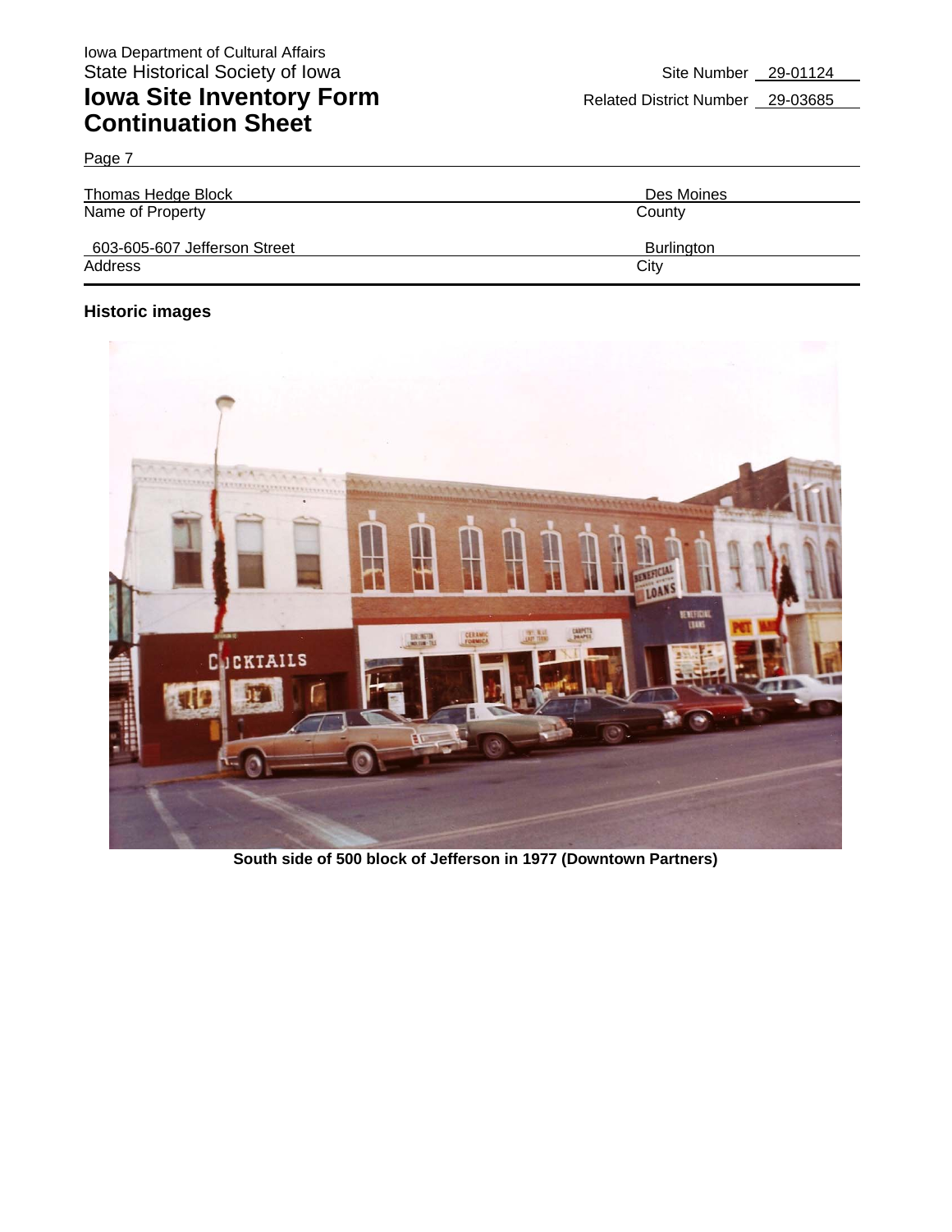Iowa Department of Cultural Affairs
State Historical Society of Iowa

# Iowa Site Inventory Form
# Continuation Sheet

Site Number 29-01124
Related District Number 29-03685

Page 7

| Thomas Hedge Block | Des Moines |
|---|---|
| Name of Property | County |
| 603-605-607 Jefferson Street | Burlington |
| Address | City |

## Historic images

**South side of 500 block of Jefferson in 1977 (Downtown Partners)**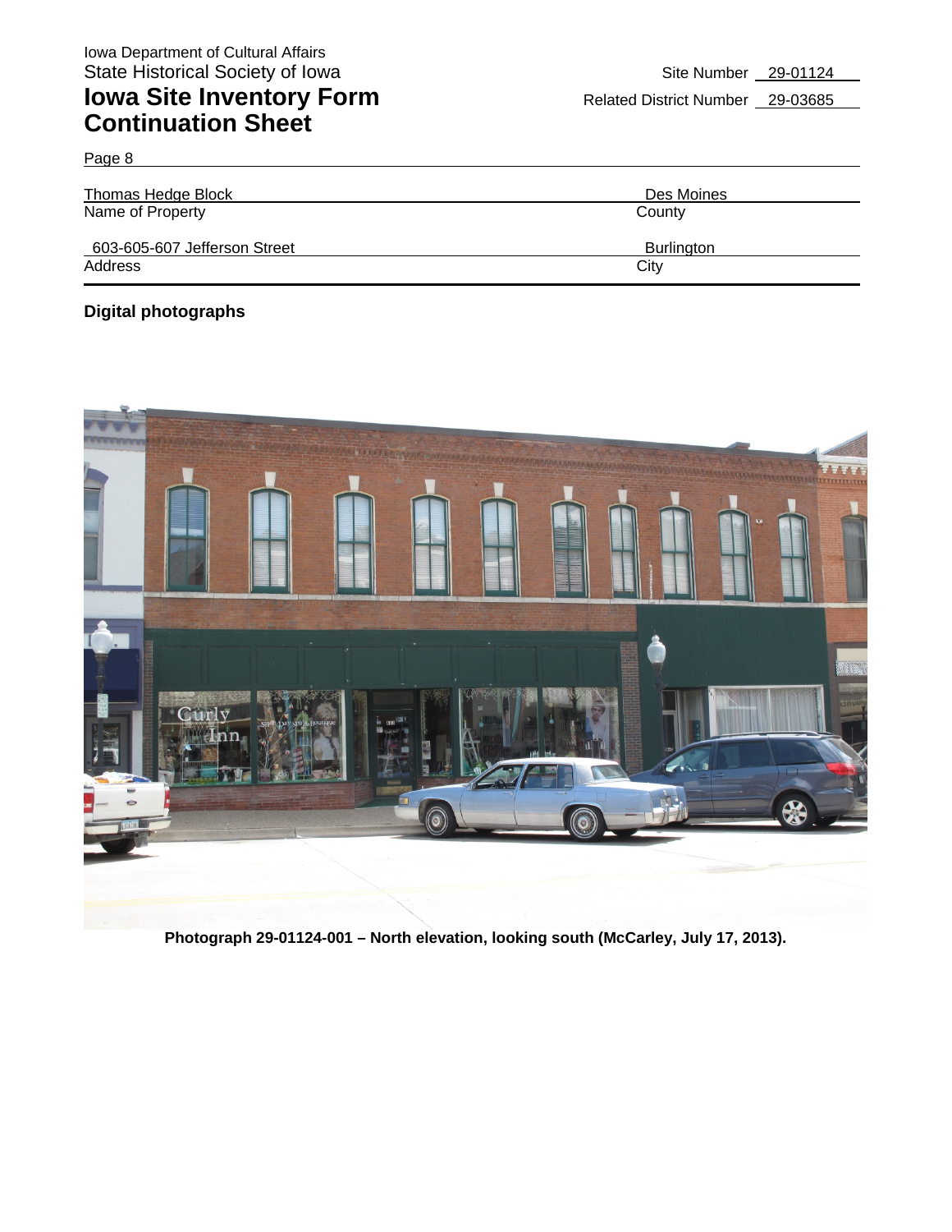Iowa Department of Cultural Affairs
State Historical Society of Iowa

# Iowa Site Inventory Form Continuation Sheet

Site Number 29-01124

Related District Number 29-03685

Page 8

| | |
|---|---|
| Thomas Hedge Block | Des Moines |
| Name of Property | County |
| 603-605-607 Jefferson Street | Burlington |
| Address | City |

**Digital photographs**

**Photograph 29-01124-001 – North elevation, looking south (McCarley, July 17, 2013).**